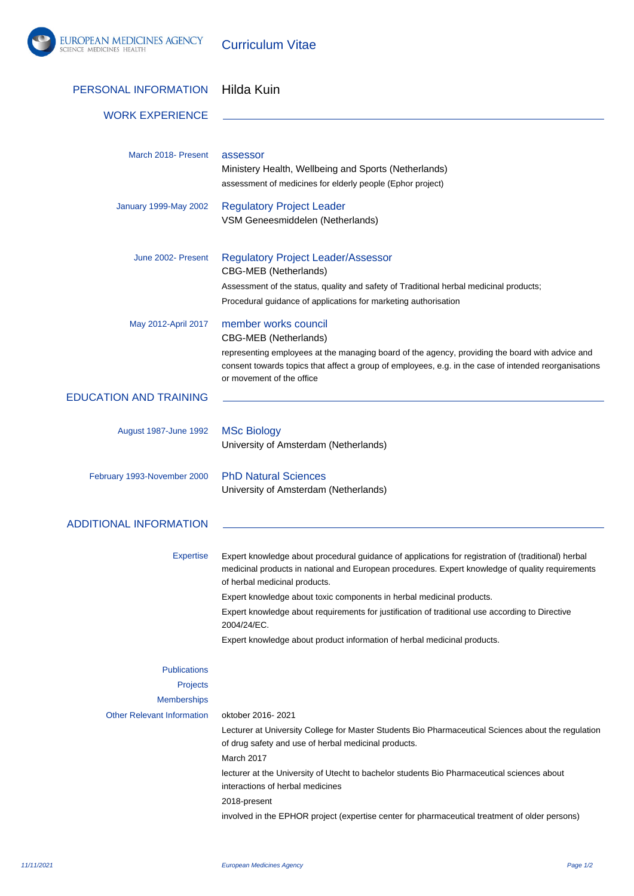EUROPEAN MEDICINES AGENCY
SCIENCE MEDICINES HEALTH

# Curriculum Vitae

## PERSONAL INFORMATION

Hilda Kuin

## WORK EXPERIENCE

**March 2018- Present**

### assessor

Ministery Health, Wellbeing and Sports (Netherlands)

assessment of medicines for elderly people (Ephor project)

**January 1999-May 2002**

### Regulatory Project Leader

VSM Geneesmiddelen (Netherlands)

**June 2002- Present**

### Regulatory Project Leader/Assessor

CBG-MEB (Netherlands)

Assessment of the status, quality and safety of Traditional herbal medicinal products;

Procedural guidance of applications for marketing authorisation

**May 2012-April 2017**

### member works council

CBG-MEB (Netherlands)

representing employees at the managing board of the agency, providing the board with advice and consent towards topics that affect a group of employees, e.g. in the case of intended reorganisations or movement of the office

## EDUCATION AND TRAINING

**August 1987-June 1992**

### MSc Biology

University of Amsterdam (Netherlands)

**February 1993-November 2000**

### PhD Natural Sciences

University of Amsterdam (Netherlands)

## ADDITIONAL INFORMATION

**Expertise**

Expert knowledge about procedural guidance of applications for registration of (traditional) herbal medicinal products in national and European procedures. Expert knowledge of quality requirements of herbal medicinal products.

Expert knowledge about toxic components in herbal medicinal products.

Expert knowledge about requirements for justification of traditional use according to Directive 2004/24/EC.

Expert knowledge about product information of herbal medicinal products.

**Publications**

**Projects**

**Memberships**

**Other Relevant Information**

oktober 2016- 2021

Lecturer at University College for Master Students Bio Pharmaceutical Sciences about the regulation of drug safety and use of herbal medicinal products.

March 2017

lecturer at the University of Utecht to bachelor students Bio Pharmaceutical sciences about interactions of herbal medicines

2018-present

involved in the EPHOR project (expertise center for pharmaceutical treatment of older persons)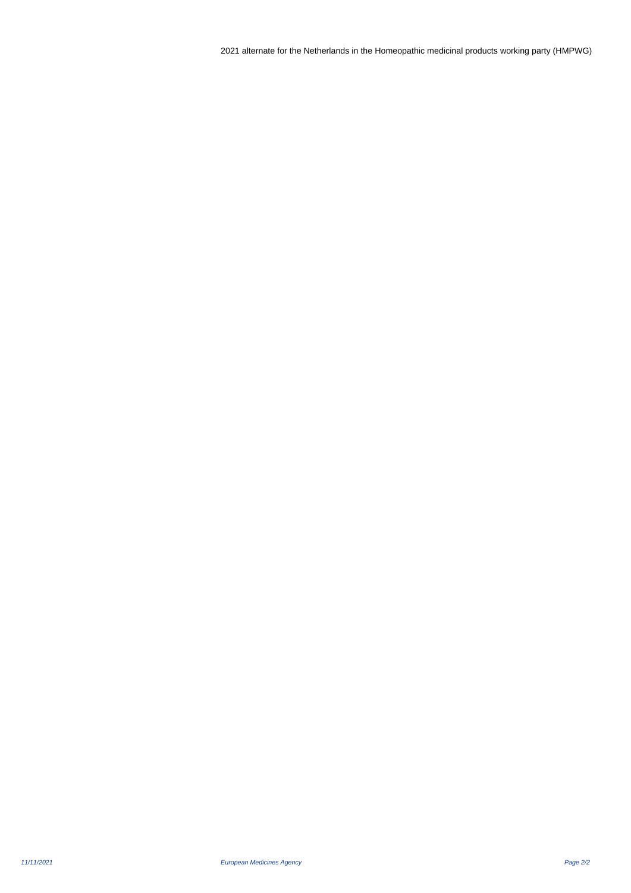2021 alternate for the Netherlands in the Homeopathic medicinal products working party (HMPWG)